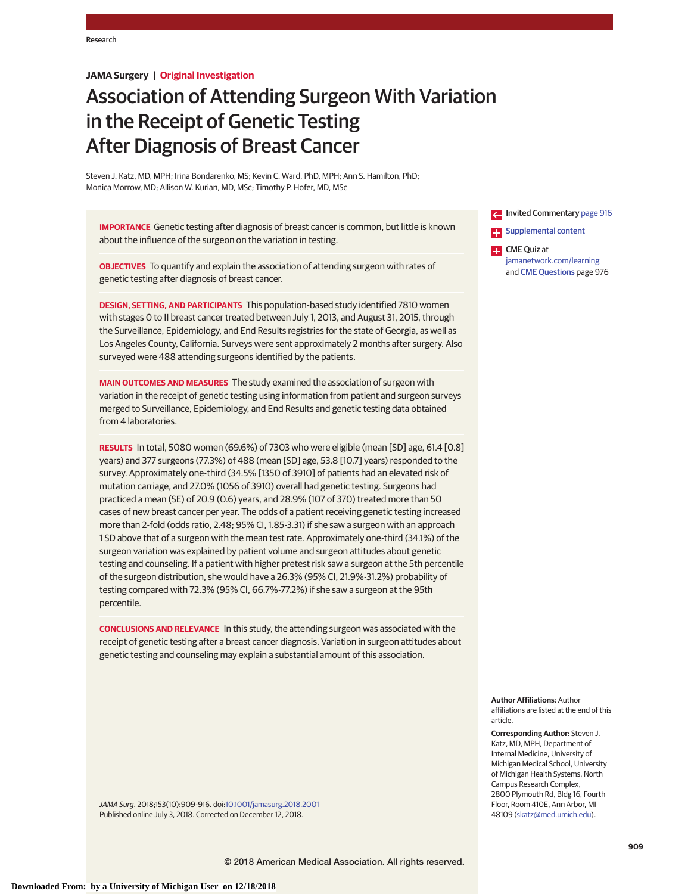Research

**JAMA Surgery | Original Investigation**

# Association of Attending Surgeon With Variation in the Receipt of Genetic Testing After Diagnosis of Breast Cancer

Steven J. Katz, MD, MPH; Irina Bondarenko, MS; Kevin C. Ward, PhD, MPH; Ann S. Hamilton, PhD; Monica Morrow, MD; Allison W. Kurian, MD, MSc; Timothy P. Hofer, MD, MSc

**IMPORTANCE** Genetic testing after diagnosis of breast cancer is common, but little is known about the influence of the surgeon on the variation in testing.

**OBJECTIVES** To quantify and explain the association of attending surgeon with rates of genetic testing after diagnosis of breast cancer.

**DESIGN, SETTING, AND PARTICIPANTS** This population-based study identified 7810 women with stages 0 to II breast cancer treated between July 1, 2013, and August 31, 2015, through the Surveillance, Epidemiology, and End Results registries for the state of Georgia, as well as Los Angeles County, California. Surveys were sent approximately 2 months after surgery. Also surveyed were 488 attending surgeons identified by the patients.

**MAIN OUTCOMES AND MEASURES** The study examined the association of surgeon with variation in the receipt of genetic testing using information from patient and surgeon surveys merged to Surveillance, Epidemiology, and End Results and genetic testing data obtained from 4 laboratories.

**RESULTS** In total, 5080 women (69.6%) of 7303 who were eligible (mean [SD] age, 61.4 [0.8] years) and 377 surgeons (77.3%) of 488 (mean [SD] age, 53.8 [10.7] years) responded to the survey. Approximately one-third (34.5% [1350 of 3910] of patients had an elevated risk of mutation carriage, and 27.0% (1056 of 3910) overall had genetic testing. Surgeons had practiced a mean (SE) of 20.9 (0.6) years, and 28.9% (107 of 370) treated more than 50 cases of new breast cancer per year. The odds of a patient receiving genetic testing increased more than 2-fold (odds ratio, 2.48; 95% CI, 1.85-3.31) if she saw a surgeon with an approach 1 SD above that of a surgeon with the mean test rate. Approximately one-third (34.1%) of the surgeon variation was explained by patient volume and surgeon attitudes about genetic testing and counseling. If a patient with higher pretest risk saw a surgeon at the 5th percentile of the surgeon distribution, she would have a 26.3% (95% CI, 21.9%-31.2%) probability of testing compared with 72.3% (95% CI, 66.7%-77.2%) if she saw a surgeon at the 95th percentile.

**CONCLUSIONS AND RELEVANCE** In this study, the attending surgeon was associated with the receipt of genetic testing after a breast cancer diagnosis. Variation in surgeon attitudes about genetic testing and counseling may explain a substantial amount of this association.

*JAMA Surg*. 2018;153(10):909-916. doi:10.1001/jamasurg.2018.2001
Published online July 3, 2018. Corrected on December 12, 2018.

Invited Commentary page 916

Supplemental content

CME Quiz at jamanetwork.com/learning and CME Questions page 976

**Author Affiliations:** Author affiliations are listed at the end of this article.

**Corresponding Author:** Steven J. Katz, MD, MPH, Department of Internal Medicine, University of Michigan Medical School, University of Michigan Health Systems, North Campus Research Complex, 2800 Plymouth Rd, Bldg 16, Fourth Floor, Room 410E, Ann Arbor, MI 48109 (skatz@med.umich.edu).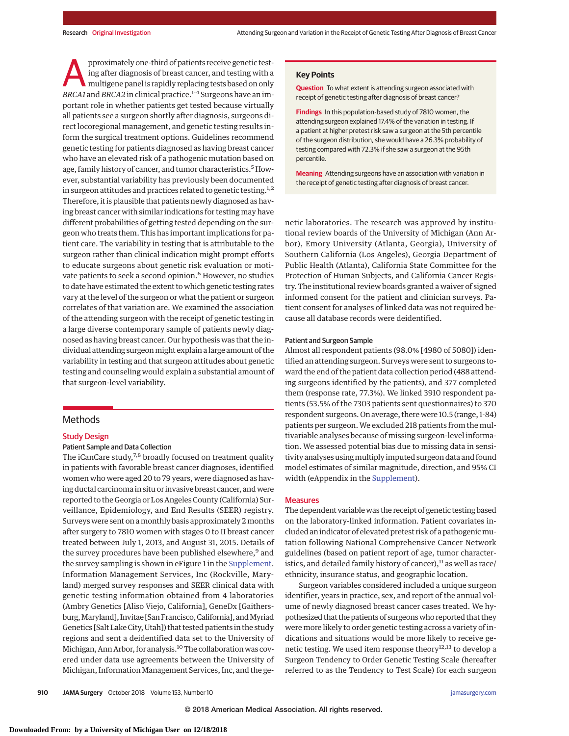Approximately one-third of patients receive genetic testing after diagnosis of breast cancer, and testing with a multigene panel is rapidly replacing tests based on only *BRCA1* and *BRCA2* in clinical practice.[1-4] Surgeons have an important role in whether patients get tested because virtually all patients see a surgeon shortly after diagnosis, surgeons direct locoregional management, and genetic testing results inform the surgical treatment options. Guidelines recommend genetic testing for patients diagnosed as having breast cancer who have an elevated risk of a pathogenic mutation based on age, family history of cancer, and tumor characteristics.[5] However, substantial variability has previously been documented in surgeon attitudes and practices related to genetic testing.[1,2] Therefore, it is plausible that patients newly diagnosed as having breast cancer with similar indications for testing may have different probabilities of getting tested depending on the surgeon who treats them. This has important implications for patient care. The variability in testing that is attributable to the surgeon rather than clinical indication might prompt efforts to educate surgeons about genetic risk evaluation or motivate patients to seek a second opinion.[6] However, no studies to date have estimated the extent to which genetic testing rates vary at the level of the surgeon or what the patient or surgeon correlates of that variation are. We examined the association of the attending surgeon with the receipt of genetic testing in a large diverse contemporary sample of patients newly diagnosed as having breast cancer. Our hypothesis was that the individual attending surgeon might explain a large amount of the variability in testing and that surgeon attitudes about genetic testing and counseling would explain a substantial amount of that surgeon-level variability.

**Key Points**

**Question** To what extent is attending surgeon associated with receipt of genetic testing after diagnosis of breast cancer?

**Findings** In this population-based study of 7810 women, the attending surgeon explained 17.4% of the variation in testing. If a patient at higher pretest risk saw a surgeon at the 5th percentile of the surgeon distribution, she would have a 26.3% probability of testing compared with 72.3% if she saw a surgeon at the 95th percentile.

**Meaning** Attending surgeons have an association with variation in the receipt of genetic testing after diagnosis of breast cancer.

## Methods

### Study Design

#### Patient Sample and Data Collection

The iCanCare study,[7,8] broadly focused on treatment quality in patients with favorable breast cancer diagnoses, identified women who were aged 20 to 79 years, were diagnosed as having ductal carcinoma in situ or invasive breast cancer, and were reported to the Georgia or Los Angeles County (California) Surveillance, Epidemiology, and End Results (SEER) registry. Surveys were sent on a monthly basis approximately 2 months after surgery to 7810 women with stages 0 to II breast cancer treated between July 1, 2013, and August 31, 2015. Details of the survey procedures have been published elsewhere,[9] and the survey sampling is shown in eFigure 1 in the Supplement. Information Management Services, Inc (Rockville, Maryland) merged survey responses and SEER clinical data with genetic testing information obtained from 4 laboratories (Ambry Genetics [Aliso Viejo, California], GeneDx [Gaithersburg, Maryland], Invitae [San Francisco, California], and Myriad Genetics [Salt Lake City, Utah]) that tested patients in the study regions and sent a deidentified data set to the University of Michigan, Ann Arbor, for analysis.[10] The collaboration was covered under data use agreements between the University of Michigan, Information Management Services, Inc, and the genetic laboratories. The research was approved by institutional review boards of the University of Michigan (Ann Arbor), Emory University (Atlanta, Georgia), University of Southern California (Los Angeles), Georgia Department of Public Health (Atlanta), California State Committee for the Protection of Human Subjects, and California Cancer Registry. The institutional review boards granted a waiver of signed informed consent for the patient and clinician surveys. Patient consent for analyses of linked data was not required because all database records were deidentified.

#### Patient and Surgeon Sample

Almost all respondent patients (98.0% [4980 of 5080]) identified an attending surgeon. Surveys were sent to surgeons toward the end of the patient data collection period (488 attending surgeons identified by the patients), and 377 completed them (response rate, 77.3%). We linked 3910 respondent patients (53.5% of the 7303 patients sent questionnaires) to 370 respondent surgeons. On average, there were 10.5 (range, 1-84) patients per surgeon. We excluded 218 patients from the multivariable analyses because of missing surgeon-level information. We assessed potential bias due to missing data in sensitivity analyses using multiply imputed surgeon data and found model estimates of similar magnitude, direction, and 95% CI width (eAppendix in the Supplement).

### Measures

The dependent variable was the receipt of genetic testing based on the laboratory-linked information. Patient covariates included an indicator of elevated pretest risk of a pathogenic mutation following National Comprehensive Cancer Network guidelines (based on patient report of age, tumor characteristics, and detailed family history of cancer),[11] as well as race/ethnicity, insurance status, and geographic location.

Surgeon variables considered included a unique surgeon identifier, years in practice, sex, and report of the annual volume of newly diagnosed breast cancer cases treated. We hypothesized that the patients of surgeons who reported that they were more likely to order genetic testing across a variety of indications and situations would be more likely to receive genetic testing. We used item response theory[12,13] to develop a Surgeon Tendency to Order Genetic Testing Scale (hereafter referred to as the Tendency to Test Scale) for each surgeon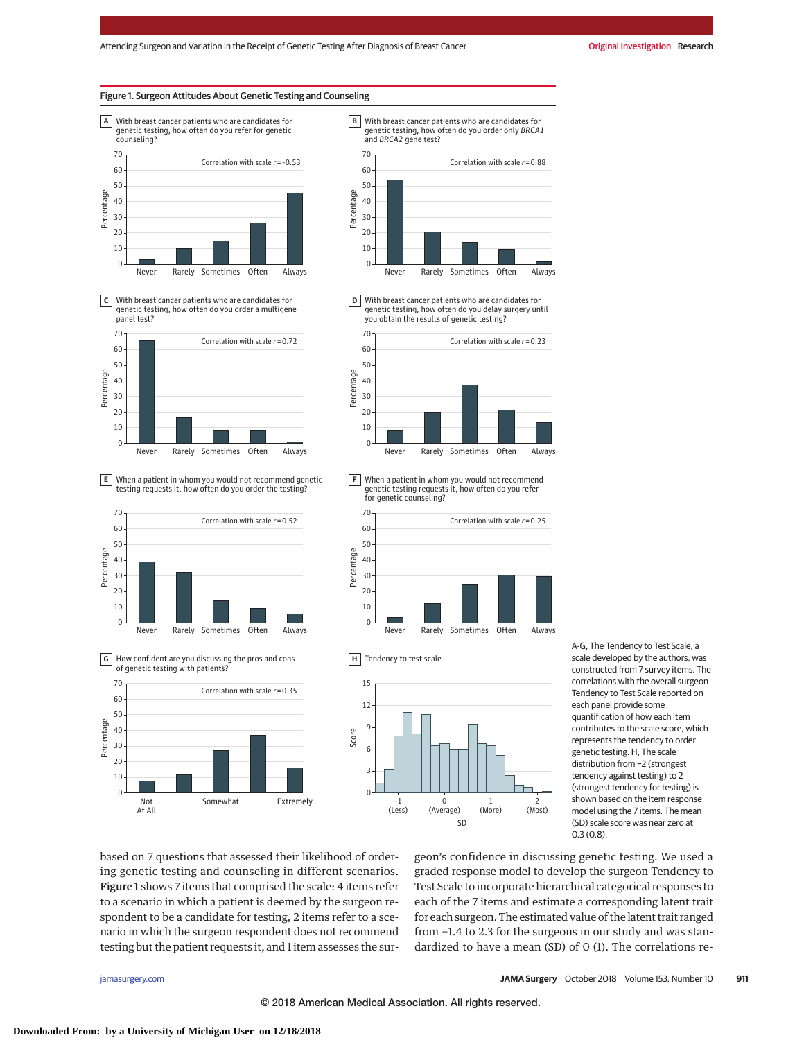Figure 1. Surgeon Attitudes About Genetic Testing and Counseling

A-G, The Tendency to Test Scale, a scale developed by the authors, was constructed from 7 survey items. The correlations with the overall surgeon Tendency to Test Scale reported on each panel provide some quantification of how each item contributes to the scale score, which represents the tendency to order genetic testing. H, The scale distribution from −2 (strongest tendency against testing) to 2 (strongest tendency for testing) is shown based on the item response model using the 7 items. The mean (SD) scale score was near zero at 0.3 (0.8).

based on 7 questions that assessed their likelihood of ordering genetic testing and counseling in different scenarios. Figure 1 shows 7 items that comprised the scale: 4 items refer to a scenario in which a patient is deemed by the surgeon respondent to be a candidate for testing, 2 items refer to a scenario in which the surgeon respondent does not recommend testing but the patient requests it, and 1 item assesses the surgeon's confidence in discussing genetic testing. We used a graded response model to develop the surgeon Tendency to Test Scale to incorporate hierarchical categorical responses to each of the 7 items and estimate a corresponding latent trait for each surgeon. The estimated value of the latent trait ranged from −1.4 to 2.3 for the surgeons in our study and was standardized to have a mean (SD) of 0 (1). The correlations re-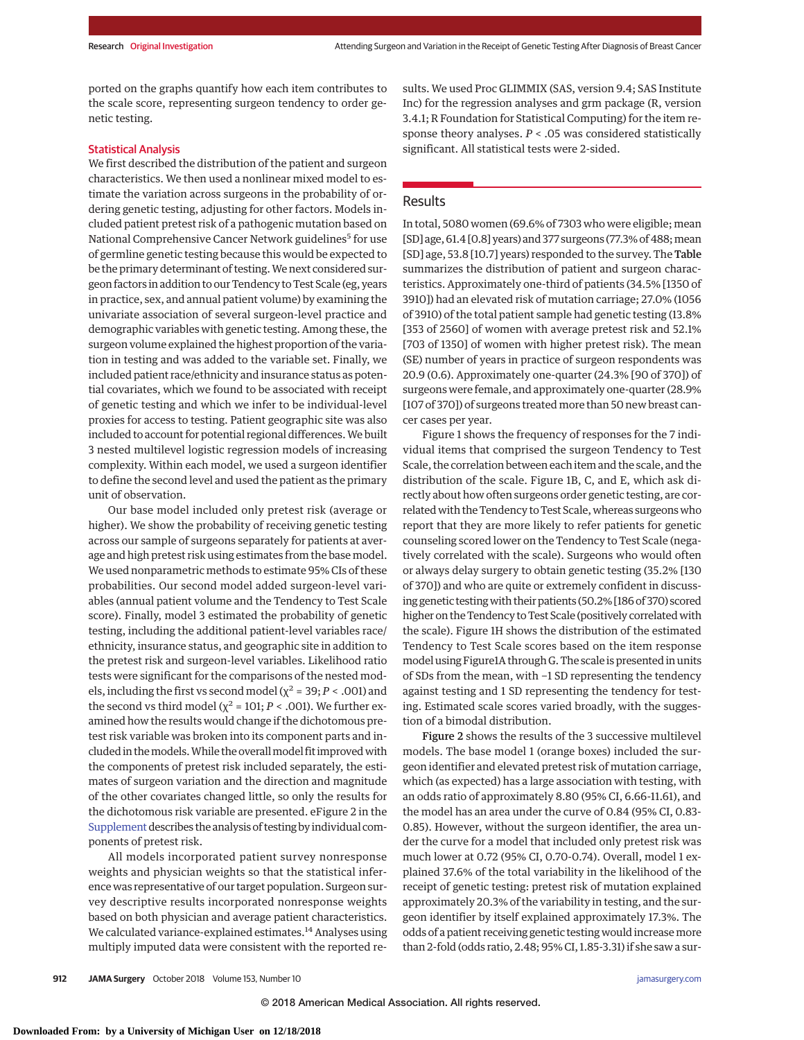ported on the graphs quantify how each item contributes to the scale score, representing surgeon tendency to order genetic testing.

### Statistical Analysis

We first described the distribution of the patient and surgeon characteristics. We then used a nonlinear mixed model to estimate the variation across surgeons in the probability of ordering genetic testing, adjusting for other factors. Models included patient pretest risk of a pathogenic mutation based on National Comprehensive Cancer Network guidelines[5] for use of germline genetic testing because this would be expected to be the primary determinant of testing. We next considered surgeon factors in addition to our Tendency to Test Scale (eg, years in practice, sex, and annual patient volume) by examining the univariate association of several surgeon-level practice and demographic variables with genetic testing. Among these, the surgeon volume explained the highest proportion of the variation in testing and was added to the variable set. Finally, we included patient race/ethnicity and insurance status as potential covariates, which we found to be associated with receipt of genetic testing and which we infer to be individual-level proxies for access to testing. Patient geographic site was also included to account for potential regional differences. We built 3 nested multilevel logistic regression models of increasing complexity. Within each model, we used a surgeon identifier to define the second level and used the patient as the primary unit of observation.

Our base model included only pretest risk (average or higher). We show the probability of receiving genetic testing across our sample of surgeons separately for patients at average and high pretest risk using estimates from the base model. We used nonparametric methods to estimate 95% CIs of these probabilities. Our second model added surgeon-level variables (annual patient volume and the Tendency to Test Scale score). Finally, model 3 estimated the probability of genetic testing, including the additional patient-level variables race/ethnicity, insurance status, and geographic site in addition to the pretest risk and surgeon-level variables. Likelihood ratio tests were significant for the comparisons of the nested models, including the first vs second model ($\chi^2$ = 39; $P$ < .001) and the second vs third model ($\chi^2$ = 101; $P$ < .001). We further examined how the results would change if the dichotomous pretest risk variable was broken into its component parts and included in the models. While the overall model fit improved with the components of pretest risk included separately, the estimates of surgeon variation and the direction and magnitude of the other covariates changed little, so only the results for the dichotomous risk variable are presented. eFigure 2 in the Supplement describes the analysis of testing by individual components of pretest risk.

All models incorporated patient survey nonresponse weights and physician weights so that the statistical inference was representative of our target population. Surgeon survey descriptive results incorporated nonresponse weights based on both physician and average patient characteristics. We calculated variance-explained estimates.[14] Analyses using multiply imputed data were consistent with the reported results. We used Proc GLIMMIX (SAS, version 9.4; SAS Institute Inc) for the regression analyses and grm package (R, version 3.4.1; R Foundation for Statistical Computing) for the item response theory analyses. $P$ < .05 was considered statistically significant. All statistical tests were 2-sided.

## Results

In total, 5080 women (69.6% of 7303 who were eligible; mean [SD] age, 61.4 [0.8] years) and 377 surgeons (77.3% of 488; mean [SD] age, 53.8 [10.7] years) responded to the survey. The Table summarizes the distribution of patient and surgeon characteristics. Approximately one-third of patients (34.5% [1350 of 3910]) had an elevated risk of mutation carriage; 27.0% (1056 of 3910) of the total patient sample had genetic testing (13.8% [353 of 2560] of women with average pretest risk and 52.1% [703 of 1350] of women with higher pretest risk). The mean (SE) number of years in practice of surgeon respondents was 20.9 (0.6). Approximately one-quarter (24.3% [90 of 370]) of surgeons were female, and approximately one-quarter (28.9% [107 of 370]) of surgeons treated more than 50 new breast cancer cases per year.

Figure 1 shows the frequency of responses for the 7 individual items that comprised the surgeon Tendency to Test Scale, the correlation between each item and the scale, and the distribution of the scale. Figure 1B, C, and E, which ask directly about how often surgeons order genetic testing, are correlated with the Tendency to Test Scale, whereas surgeons who report that they are more likely to refer patients for genetic counseling scored lower on the Tendency to Test Scale (negatively correlated with the scale). Surgeons who would often or always delay surgery to obtain genetic testing (35.2% [130 of 370]) and who are quite or extremely confident in discussing genetic testing with their patients (50.2% [186 of 370) scored higher on the Tendency to Test Scale (positively correlated with the scale). Figure 1H shows the distribution of the estimated Tendency to Test Scale scores based on the item response model using Figure1A through G. The scale is presented in units of SDs from the mean, with −1 SD representing the tendency against testing and 1 SD representing the tendency for testing. Estimated scale scores varied broadly, with the suggestion of a bimodal distribution.

Figure 2 shows the results of the 3 successive multilevel models. The base model 1 (orange boxes) included the surgeon identifier and elevated pretest risk of mutation carriage, which (as expected) has a large association with testing, with an odds ratio of approximately 8.80 (95% CI, 6.66-11.61), and the model has an area under the curve of 0.84 (95% CI, 0.83-0.85). However, without the surgeon identifier, the area under the curve for a model that included only pretest risk was much lower at 0.72 (95% CI, 0.70-0.74). Overall, model 1 explained 37.6% of the total variability in the likelihood of the receipt of genetic testing: pretest risk of mutation explained approximately 20.3% of the variability in testing, and the surgeon identifier by itself explained approximately 17.3%. The odds of a patient receiving genetic testing would increase more than 2-fold (odds ratio, 2.48; 95% CI, 1.85-3.31) if she saw a sur-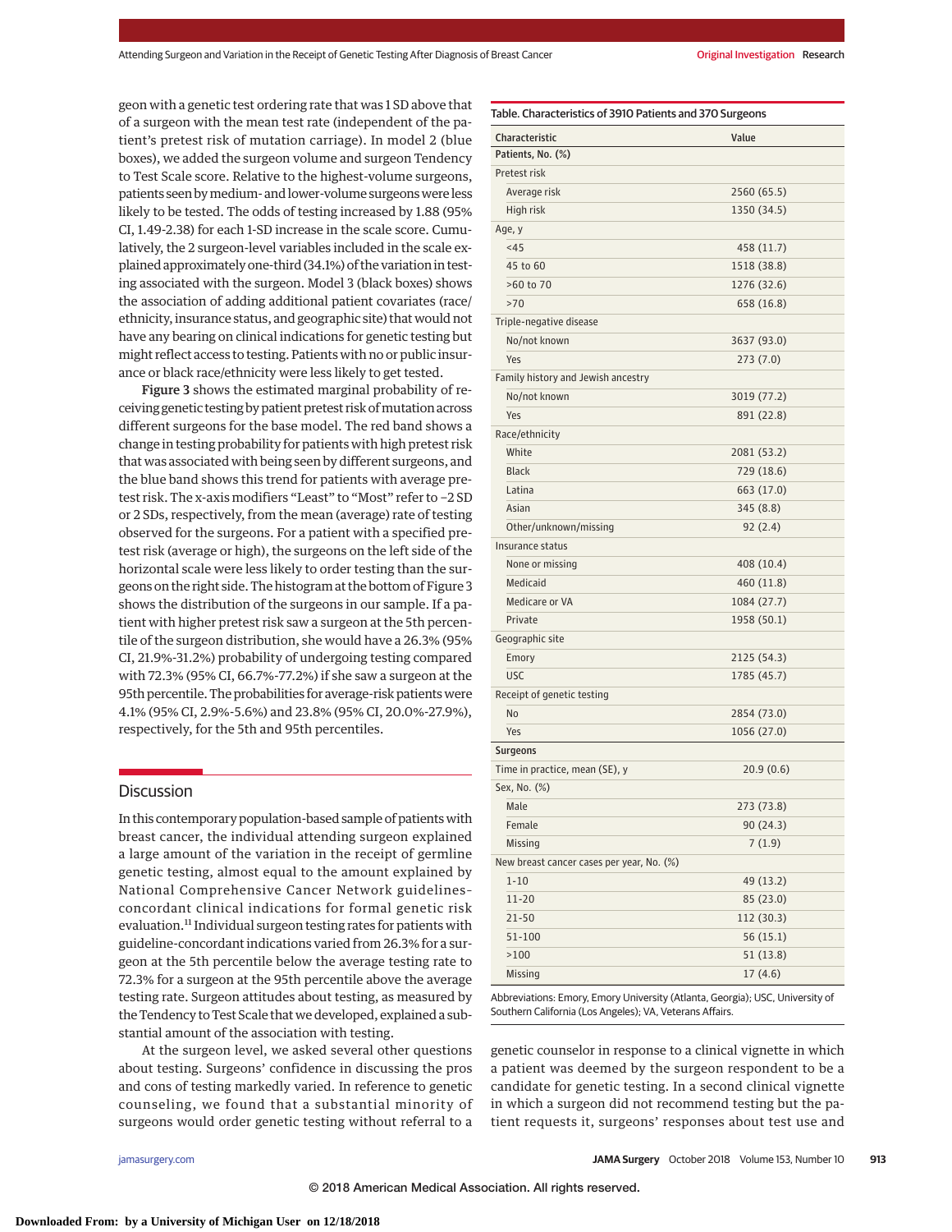geon with a genetic test ordering rate that was 1 SD above that of a surgeon with the mean test rate (independent of the patient's pretest risk of mutation carriage). In model 2 (blue boxes), we added the surgeon volume and surgeon Tendency to Test Scale score. Relative to the highest-volume surgeons, patients seen by medium- and lower-volume surgeons were less likely to be tested. The odds of testing increased by 1.88 (95% CI, 1.49-2.38) for each 1-SD increase in the scale score. Cumulatively, the 2 surgeon-level variables included in the scale explained approximately one-third (34.1%) of the variation in testing associated with the surgeon. Model 3 (black boxes) shows the association of adding additional patient covariates (race/ethnicity, insurance status, and geographic site) that would not have any bearing on clinical indications for genetic testing but might reflect access to testing. Patients with no or public insurance or black race/ethnicity were less likely to get tested.

**Figure 3** shows the estimated marginal probability of receiving genetic testing by patient pretest risk of mutation across different surgeons for the base model. The red band shows a change in testing probability for patients with high pretest risk that was associated with being seen by different surgeons, and the blue band shows this trend for patients with average pretest risk. The x-axis modifiers "Least" to "Most" refer to −2 SD or 2 SDs, respectively, from the mean (average) rate of testing observed for the surgeons. For a patient with a specified pretest risk (average or high), the surgeons on the left side of the horizontal scale were less likely to order testing than the surgeons on the right side. The histogram at the bottom of Figure 3 shows the distribution of the surgeons in our sample. If a patient with higher pretest risk saw a surgeon at the 5th percentile of the surgeon distribution, she would have a 26.3% (95% CI, 21.9%-31.2%) probability of undergoing testing compared with 72.3% (95% CI, 66.7%-77.2%) if she saw a surgeon at the 95th percentile. The probabilities for average-risk patients were 4.1% (95% CI, 2.9%-5.6%) and 23.8% (95% CI, 20.0%-27.9%), respectively, for the 5th and 95th percentiles.

## Discussion

In this contemporary population-based sample of patients with breast cancer, the individual attending surgeon explained a large amount of the variation in the receipt of germline genetic testing, almost equal to the amount explained by National Comprehensive Cancer Network guidelines–concordant clinical indications for formal genetic risk evaluation.[11] Individual surgeon testing rates for patients with guideline-concordant indications varied from 26.3% for a surgeon at the 5th percentile below the average testing rate to 72.3% for a surgeon at the 95th percentile above the average testing rate. Surgeon attitudes about testing, as measured by the Tendency to Test Scale that we developed, explained a substantial amount of the association with testing.

At the surgeon level, we asked several other questions about testing. Surgeons' confidence in discussing the pros and cons of testing markedly varied. In reference to genetic counseling, we found that a substantial minority of surgeons would order genetic testing without referral to a genetic counselor in response to a clinical vignette in which a patient was deemed by the surgeon respondent to be a candidate for genetic testing. In a second clinical vignette in which a surgeon did not recommend testing but the patient requests it, surgeons' responses about test use and

Table. Characteristics of 3910 Patients and 370 Surgeons

| Characteristic | Value |
|---|---|
| **Patients, No. (%)** | |
| Pretest risk | |
| Average risk | 2560 (65.5) |
| High risk | 1350 (34.5) |
| Age, y | |
| <45 | 458 (11.7) |
| 45 to 60 | 1518 (38.8) |
| >60 to 70 | 1276 (32.6) |
| >70 | 658 (16.8) |
| Triple-negative disease | |
| No/not known | 3637 (93.0) |
| Yes | 273 (7.0) |
| Family history and Jewish ancestry | |
| No/not known | 3019 (77.2) |
| Yes | 891 (22.8) |
| Race/ethnicity | |
| White | 2081 (53.2) |
| Black | 729 (18.6) |
| Latina | 663 (17.0) |
| Asian | 345 (8.8) |
| Other/unknown/missing | 92 (2.4) |
| Insurance status | |
| None or missing | 408 (10.4) |
| Medicaid | 460 (11.8) |
| Medicare or VA | 1084 (27.7) |
| Private | 1958 (50.1) |
| Geographic site | |
| Emory | 2125 (54.3) |
| USC | 1785 (45.7) |
| Receipt of genetic testing | |
| No | 2854 (73.0) |
| Yes | 1056 (27.0) |
| **Surgeons** | |
| Time in practice, mean (SE), y | 20.9 (0.6) |
| Sex, No. (%) | |
| Male | 273 (73.8) |
| Female | 90 (24.3) |
| Missing | 7 (1.9) |
| New breast cancer cases per year, No. (%) | |
| 1-10 | 49 (13.2) |
| 11-20 | 85 (23.0) |
| 21-50 | 112 (30.3) |
| 51-100 | 56 (15.1) |
| >100 | 51 (13.8) |
| Missing | 17 (4.6) |

Abbreviations: Emory, Emory University (Atlanta, Georgia); USC, University of Southern California (Los Angeles); VA, Veterans Affairs.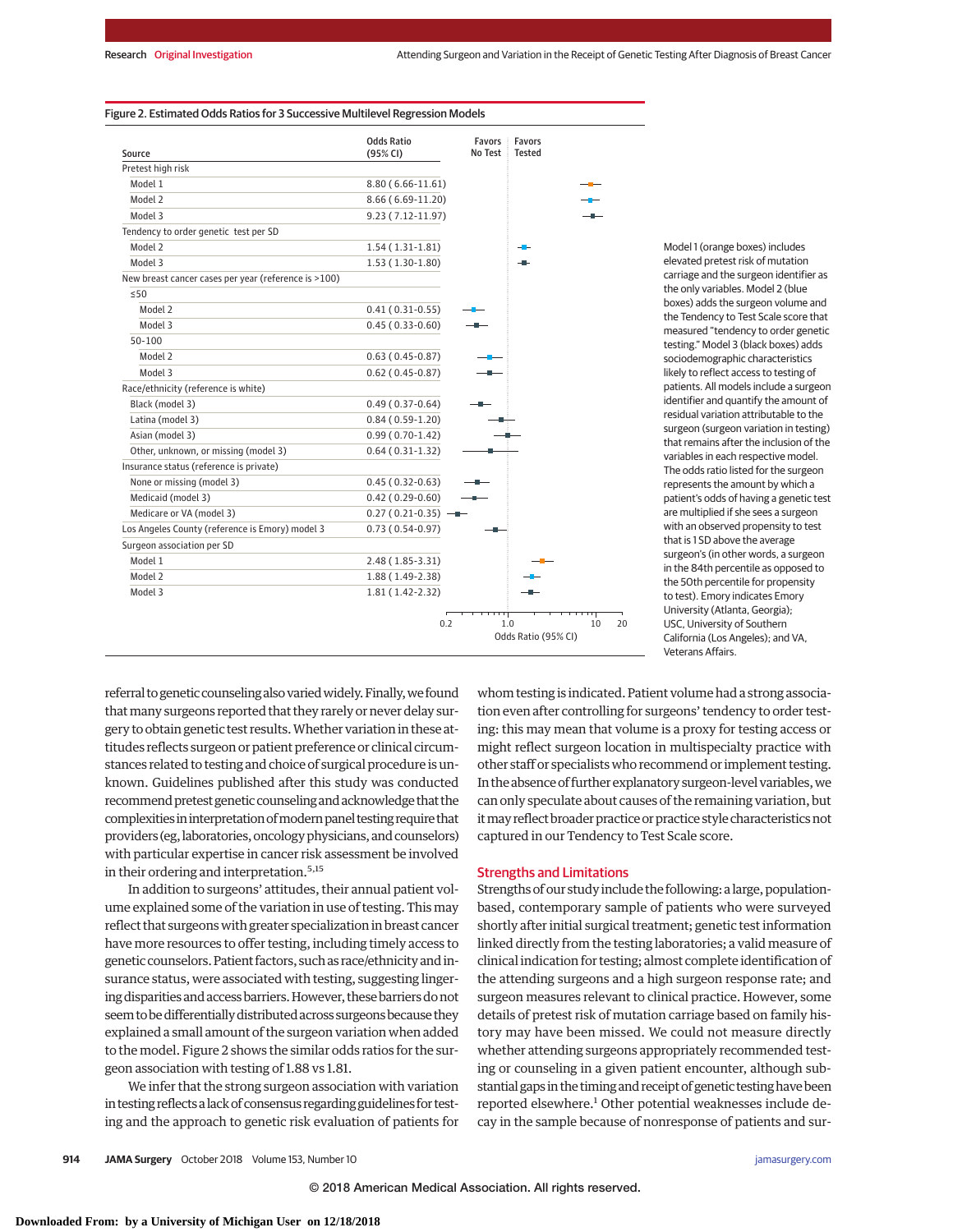Figure 2. Estimated Odds Ratios for 3 Successive Multilevel Regression Models

| Source | Odds Ratio (95% CI) |
|---|---|
| Pretest high risk | |
| Model 1 | 8.80 (6.66-11.61) |
| Model 2 | 8.66 (6.69-11.20) |
| Model 3 | 9.23 (7.12-11.97) |
| Tendency to order genetic test per SD | |
| Model 2 | 1.54 (1.31-1.81) |
| Model 3 | 1.53 (1.30-1.80) |
| New breast cancer cases per year (reference is >100) | |
| ≤50 | |
| Model 2 | 0.41 (0.31-0.55) |
| Model 3 | 0.45 (0.33-0.60) |
| 50-100 | |
| Model 2 | 0.63 (0.45-0.87) |
| Model 3 | 0.62 (0.45-0.87) |
| Race/ethnicity (reference is white) | |
| Black (model 3) | 0.49 (0.37-0.64) |
| Latina (model 3) | 0.84 (0.59-1.20) |
| Asian (model 3) | 0.99 (0.70-1.42) |
| Other, unknown, or missing (model 3) | 0.64 (0.31-1.32) |
| Insurance status (reference is private) | |
| None or missing (model 3) | 0.45 (0.32-0.63) |
| Medicaid (model 3) | 0.42 (0.29-0.60) |
| Medicare or VA (model 3) | 0.27 (0.21-0.35) |
| Los Angeles County (reference is Emory) model 3 | 0.73 (0.54-0.97) |
| Surgeon association per SD | |
| Model 1 | 2.48 (1.85-3.31) |
| Model 2 | 1.88 (1.49-2.38) |
| Model 3 | 1.81 (1.42-2.32) |

Model 1 (orange boxes) includes elevated pretest risk of mutation carriage and the surgeon identifier as the only variables. Model 2 (blue boxes) adds the surgeon volume and the Tendency to Test Scale score that measured "tendency to order genetic testing." Model 3 (black boxes) adds sociodemographic characteristics likely to reflect access to testing of patients. All models include a surgeon identifier and quantify the amount of residual variation attributable to the surgeon (surgeon variation in testing) that remains after the inclusion of the variables in each respective model. The odds ratio listed for the surgeon represents the amount by which a patient's odds of having a genetic test are multiplied if she sees a surgeon with an observed propensity to test that is 1 SD above the average surgeon's (in other words, a surgeon in the 84th percentile as opposed to the 50th percentile for propensity to test). Emory indicates Emory University (Atlanta, Georgia); USC, University of Southern California (Los Angeles); and VA, Veterans Affairs.

referral to genetic counseling also varied widely. Finally, we found that many surgeons reported that they rarely or never delay surgery to obtain genetic test results. Whether variation in these attitudes reflects surgeon or patient preference or clinical circumstances related to testing and choice of surgical procedure is unknown. Guidelines published after this study was conducted recommend pretest genetic counseling and acknowledge that the complexities in interpretation of modern panel testing require that providers (eg, laboratories, oncology physicians, and counselors) with particular expertise in cancer risk assessment be involved in their ordering and interpretation.[5,15]

In addition to surgeons' attitudes, their annual patient volume explained some of the variation in use of testing. This may reflect that surgeons with greater specialization in breast cancer have more resources to offer testing, including timely access to genetic counselors. Patient factors, such as race/ethnicity and insurance status, were associated with testing, suggesting lingering disparities and access barriers. However, these barriers do not seem to be differentially distributed across surgeons because they explained a small amount of the surgeon variation when added to the model. Figure 2 shows the similar odds ratios for the surgeon association with testing of 1.88 vs 1.81.

We infer that the strong surgeon association with variation in testing reflects a lack of consensus regarding guidelines for testing and the approach to genetic risk evaluation of patients for whom testing is indicated. Patient volume had a strong association even after controlling for surgeons' tendency to order testing: this may mean that volume is a proxy for testing access or might reflect surgeon location in multispecialty practice with other staff or specialists who recommend or implement testing. In the absence of further explanatory surgeon-level variables, we can only speculate about causes of the remaining variation, but it may reflect broader practice or practice style characteristics not captured in our Tendency to Test Scale score.

## Strengths and Limitations

Strengths of our study include the following: a large, population-based, contemporary sample of patients who were surveyed shortly after initial surgical treatment; genetic test information linked directly from the testing laboratories; a valid measure of clinical indication for testing; almost complete identification of the attending surgeons and a high surgeon response rate; and surgeon measures relevant to clinical practice. However, some details of pretest risk of mutation carriage based on family history may have been missed. We could not measure directly whether attending surgeons appropriately recommended testing or counseling in a given patient encounter, although substantial gaps in the timing and receipt of genetic testing have been reported elsewhere.[1] Other potential weaknesses include decay in the sample because of nonresponse of patients and sur-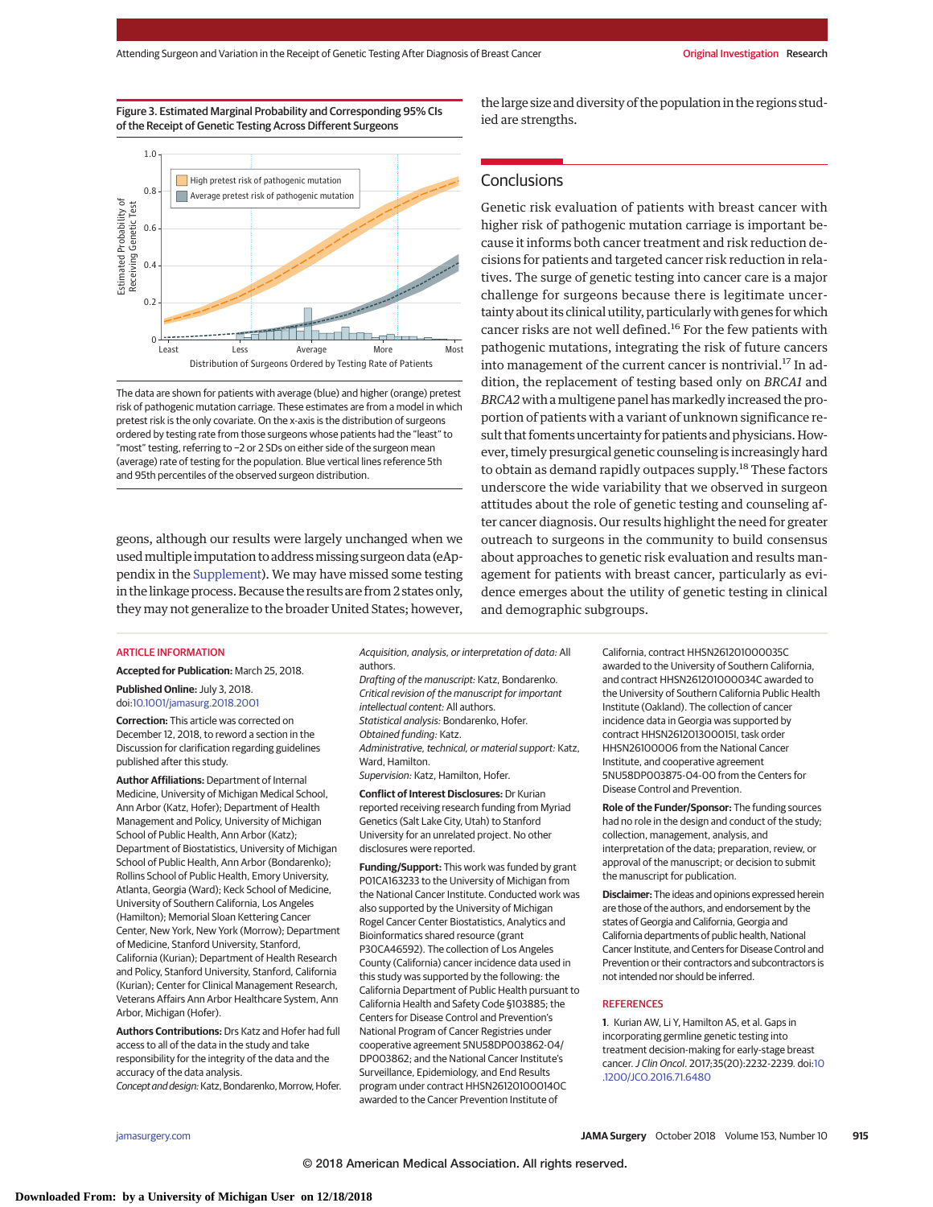Figure 3. Estimated Marginal Probability and Corresponding 95% CIs of the Receipt of Genetic Testing Across Different Surgeons

The data are shown for patients with average (blue) and higher (orange) pretest risk of pathogenic mutation carriage. These estimates are from a model in which pretest risk is the only covariate. On the x-axis is the distribution of surgeons ordered by testing rate from those surgeons whose patients had the "least" to "most" testing, referring to −2 or 2 SDs on either side of the surgeon mean (average) rate of testing for the population. Blue vertical lines reference 5th and 95th percentiles of the observed surgeon distribution.

geons, although our results were largely unchanged when we used multiple imputation to address missing surgeon data (eAppendix in the Supplement). We may have missed some testing in the linkage process. Because the results are from 2 states only, they may not generalize to the broader United States; however, the large size and diversity of the population in the regions studied are strengths.

## Conclusions

Genetic risk evaluation of patients with breast cancer with higher risk of pathogenic mutation carriage is important because it informs both cancer treatment and risk reduction decisions for patients and targeted cancer risk reduction in relatives. The surge of genetic testing into cancer care is a major challenge for surgeons because there is legitimate uncertainty about its clinical utility, particularly with genes for which cancer risks are not well defined.[16] For the few patients with pathogenic mutations, integrating the risk of future cancers into management of the current cancer is nontrivial.[17] In addition, the replacement of testing based only on *BRCA1* and *BRCA2* with a multigene panel has markedly increased the proportion of patients with a variant of unknown significance result that foments uncertainty for patients and physicians. However, timely presurgical genetic counseling is increasingly hard to obtain as demand rapidly outpaces supply.[18] These factors underscore the wide variability that we observed in surgeon attitudes about the role of genetic testing and counseling after cancer diagnosis. Our results highlight the need for greater outreach to surgeons in the community to build consensus about approaches to genetic risk evaluation and results management for patients with breast cancer, particularly as evidence emerges about the utility of genetic testing in clinical and demographic subgroups.

## ARTICLE INFORMATION

**Accepted for Publication:** March 25, 2018.

**Published Online:** July 3, 2018. doi:10.1001/jamasurg.2018.2001

**Correction:** This article was corrected on December 12, 2018, to reword a section in the Discussion for clarification regarding guidelines published after this study.

**Author Affiliations:** Department of Internal Medicine, University of Michigan Medical School, Ann Arbor (Katz, Hofer); Department of Health Management and Policy, University of Michigan School of Public Health, Ann Arbor (Katz); Department of Biostatistics, University of Michigan School of Public Health, Ann Arbor (Bondarenko); Rollins School of Public Health, Emory University, Atlanta, Georgia (Ward); Keck School of Medicine, University of Southern California, Los Angeles (Hamilton); Memorial Sloan Kettering Cancer Center, New York, New York (Morrow); Department of Medicine, Stanford University, Stanford, California (Kurian); Department of Health Research and Policy, Stanford University, Stanford, California (Kurian); Center for Clinical Management Research, Veterans Affairs Ann Arbor Healthcare System, Ann Arbor, Michigan (Hofer).

**Authors Contributions:** Drs Katz and Hofer had full access to all of the data in the study and take responsibility for the integrity of the data and the accuracy of the data analysis.
*Concept and design:* Katz, Bondarenko, Morrow, Hofer.
*Acquisition, analysis, or interpretation of data:* All authors.
*Drafting of the manuscript:* Katz, Bondarenko.
*Critical revision of the manuscript for important intellectual content:* All authors.
*Statistical analysis:* Bondarenko, Hofer.
*Obtained funding:* Katz.
*Administrative, technical, or material support:* Katz, Ward, Hamilton.
*Supervision:* Katz, Hamilton, Hofer.

**Conflict of Interest Disclosures:** Dr Kurian reported receiving research funding from Myriad Genetics (Salt Lake City, Utah) to Stanford University for an unrelated project. No other disclosures were reported.

**Funding/Support:** This work was funded by grant P01CA163233 to the University of Michigan from the National Cancer Institute. Conducted work was also supported by the University of Michigan Rogel Cancer Center Biostatistics, Analytics and Bioinformatics shared resource (grant P30CA46592). The collection of Los Angeles County (California) cancer incidence data used in this study was supported by the following: the California Department of Public Health pursuant to California Health and Safety Code §103885; the Centers for Disease Control and Prevention's National Program of Cancer Registries under cooperative agreement 5NU58DP003862-04/DP003862; and the National Cancer Institute's Surveillance, Epidemiology, and End Results program under contract HHSN261201000140C awarded to the Cancer Prevention Institute of California, contract HHSN261201000035C awarded to the University of Southern California, and contract HHSN261201000034C awarded to the University of Southern California Public Health Institute (Oakland). The collection of cancer incidence data in Georgia was supported by contract HHSN261201300015I, task order HHSN26100006 from the National Cancer Institute, and cooperative agreement 5NU58DP003875-04-00 from the Centers for Disease Control and Prevention.

**Role of the Funder/Sponsor:** The funding sources had no role in the design and conduct of the study; collection, management, analysis, and interpretation of the data; preparation, review, or approval of the manuscript; or decision to submit the manuscript for publication.

**Disclaimer:** The ideas and opinions expressed herein are those of the authors, and endorsement by the states of Georgia and California, Georgia and California departments of public health, National Cancer Institute, and Centers for Disease Control and Prevention or their contractors and subcontractors is not intended nor should be inferred.

## REFERENCES

1. Kurian AW, Li Y, Hamilton AS, et al. Gaps in incorporating germline genetic testing into treatment decision-making for early-stage breast cancer. *J Clin Oncol*. 2017;35(20):2232-2239. doi:10.1200/JCO.2016.71.6480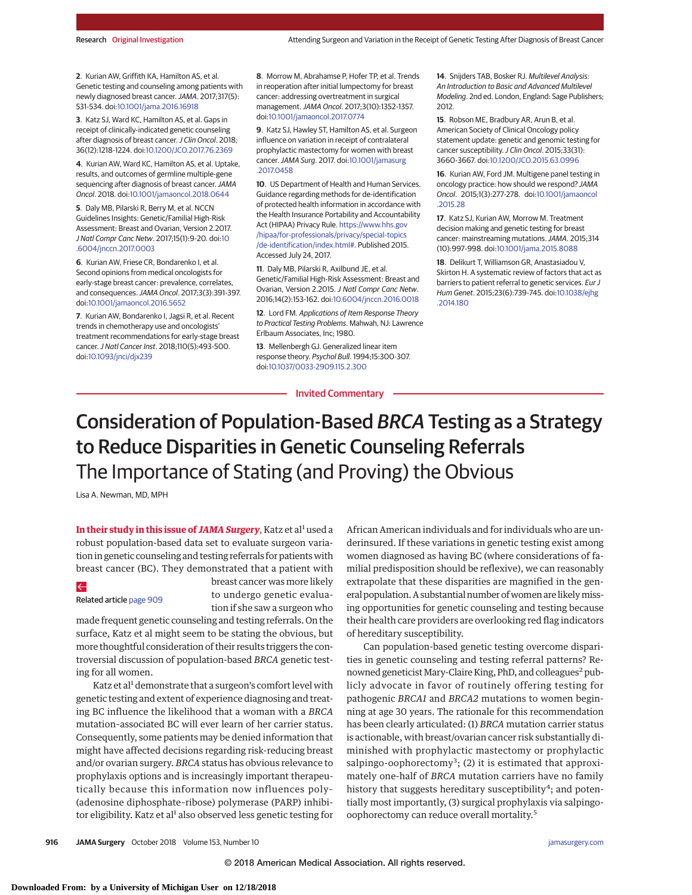2. Kurian AW, Griffith KA, Hamilton AS, et al. Genetic testing and counseling among patients with newly diagnosed breast cancer. *JAMA*. 2017;317(5):531-534. doi:10.1001/jama.2016.16918

3. Katz SJ, Ward KC, Hamilton AS, et al. Gaps in receipt of clinically-indicated genetic counseling after diagnosis of breast cancer. *J Clin Oncol*. 2018;36(12):1218-1224. doi:10.1200/JCO.2017.76.2369

4. Kurian AW, Ward KC, Hamilton AS, et al. Uptake, results, and outcomes of germline multiple-gene sequencing after diagnosis of breast cancer. *JAMA Oncol*. 2018. doi:10.1001/jamaoncol.2018.0644

5. Daly MB, Pilarski R, Berry M, et al. NCCN Guidelines Insights: Genetic/Familial High-Risk Assessment: Breast and Ovarian, Version 2.2017. *J Natl Compr Canc Netw*. 2017;15(1):9-20. doi:10.6004/jnccn.2017.0003

6. Kurian AW, Friese CR, Bondarenko I, et al. Second opinions from medical oncologists for early-stage breast cancer: prevalence, correlates, and consequences. *JAMA Oncol*. 2017;3(3):391-397. doi:10.1001/jamaoncol.2016.5652

7. Kurian AW, Bondarenko I, Jagsi R, et al. Recent trends in chemotherapy use and oncologists' treatment recommendations for early-stage breast cancer. *J Natl Cancer Inst*. 2018;110(5):493-500. doi:10.1093/jnci/djx239

8. Morrow M, Abrahamse P, Hofer TP, et al. Trends in reoperation after initial lumpectomy for breast cancer: addressing overtreatment in surgical management. *JAMA Oncol*. 2017;3(10):1352-1357. doi:10.1001/jamaoncol.2017.0774

9. Katz SJ, Hawley ST, Hamilton AS, et al. Surgeon influence on variation in receipt of contralateral prophylactic mastectomy for women with breast cancer. *JAMA Surg*. 2017. doi:10.1001/jamasurg.2017.0458

10. US Department of Health and Human Services. Guidance regarding methods for de-identification of protected health information in accordance with the Health Insurance Portability and Accountability Act (HIPAA) Privacy Rule. https://www.hhs.gov/hipaa/for-professionals/privacy/special-topics/de-identification/index.html#. Published 2015. Accessed July 24, 2017.

11. Daly MB, Pilarski R, Axilbund JE, et al. Genetic/Familial High-Risk Assessment: Breast and Ovarian, Version 2.2015. *J Natl Compr Canc Netw*. 2016;14(2):153-162. doi:10.6004/jnccn.2016.0018

12. Lord FM. *Applications of Item Response Theory to Practical Testing Problems*. Mahwah, NJ: Lawrence Erlbaum Associates, Inc; 1980.

13. Mellenbergh GJ. Generalized linear item response theory. *Psychol Bull*. 1994;15:300-307. doi:10.1037/0033-2909.115.2.300

14. Snijders TAB, Bosker RJ. *Multilevel Analysis: An Introduction to Basic and Advanced Multilevel Modeling*. 2nd ed. London, England: Sage Publishers; 2012.

15. Robson ME, Bradbury AR, Arun B, et al. American Society of Clinical Oncology policy statement update: genetic and genomic testing for cancer susceptibility. *J Clin Oncol*. 2015;33(31):3660-3667. doi:10.1200/JCO.2015.63.0996

16. Kurian AW, Ford JM. Multigene panel testing in oncology practice: how should we respond? *JAMA Oncol*. 2015;1(3):277-278. doi:10.1001/jamaoncol.2015.28

17. Katz SJ, Kurian AW, Morrow M. Treatment decision making and genetic testing for breast cancer: mainstreaming mutations. *JAMA*. 2015;314(10):997-998. doi:10.1001/jama.2015.8088

18. Delikurt T, Williamson GR, Anastasiadou V, Skirton H. A systematic review of factors that act as barriers to patient referral to genetic services. *Eur J Hum Genet*. 2015;23(6):739-745. doi:10.1038/ejhg.2014.180

Invited Commentary

# Consideration of Population-Based *BRCA* Testing as a Strategy to Reduce Disparities in Genetic Counseling Referrals

## The Importance of Stating (and Proving) the Obvious

Lisa A. Newman, MD, MPH

**In their study in this issue of *JAMA Surgery*,** Katz et al[1] used a robust population-based data set to evaluate surgeon variation in genetic counseling and testing referrals for patients with breast cancer (BC). They demonstrated that a patient with breast cancer was more likely to undergo genetic evaluation if she saw a surgeon who made frequent genetic counseling and testing referrals. On the surface, Katz et al might seem to be stating the obvious, but more thoughtful consideration of their results triggers the controversial discussion of population-based *BRCA* genetic testing for all women.

Related article page 909

Katz et al[1] demonstrate that a surgeon's comfort level with genetic testing and extent of experience diagnosing and treating BC influence the likelihood that a woman with a *BRCA* mutation-associated BC will ever learn of her carrier status. Consequently, some patients may be denied information that might have affected decisions regarding risk-reducing breast and/or ovarian surgery. *BRCA* status has obvious relevance to prophylaxis options and is increasingly important therapeutically because this information now influences poly-(adenosine diphosphate-ribose) polymerase (PARP) inhibitor eligibility. Katz et al[1] also observed less genetic testing for African American individuals and for individuals who are underinsured. If these variations in genetic testing exist among women diagnosed as having BC (where considerations of familial predisposition should be reflexive), we can reasonably extrapolate that these disparities are magnified in the general population. A substantial number of women are likely missing opportunities for genetic counseling and testing because their health care providers are overlooking red flag indicators of hereditary susceptibility.

Can population-based genetic testing overcome disparities in genetic counseling and testing referral patterns? Renowned geneticist Mary-Claire King, PhD, and colleagues[2] publicly advocate in favor of routinely offering testing for pathogenic *BRCA1* and *BRCA2* mutations to women beginning at age 30 years. The rationale for this recommendation has been clearly articulated: (1) *BRCA* mutation carrier status is actionable, with breast/ovarian cancer risk substantially diminished with prophylactic mastectomy or prophylactic salpingo-oophorectomy[3]; (2) it is estimated that approximately one-half of *BRCA* mutation carriers have no family history that suggests hereditary susceptibility[4]; and potentially most importantly, (3) surgical prophylaxis via salpingo-oophorectomy can reduce overall mortality.[5]